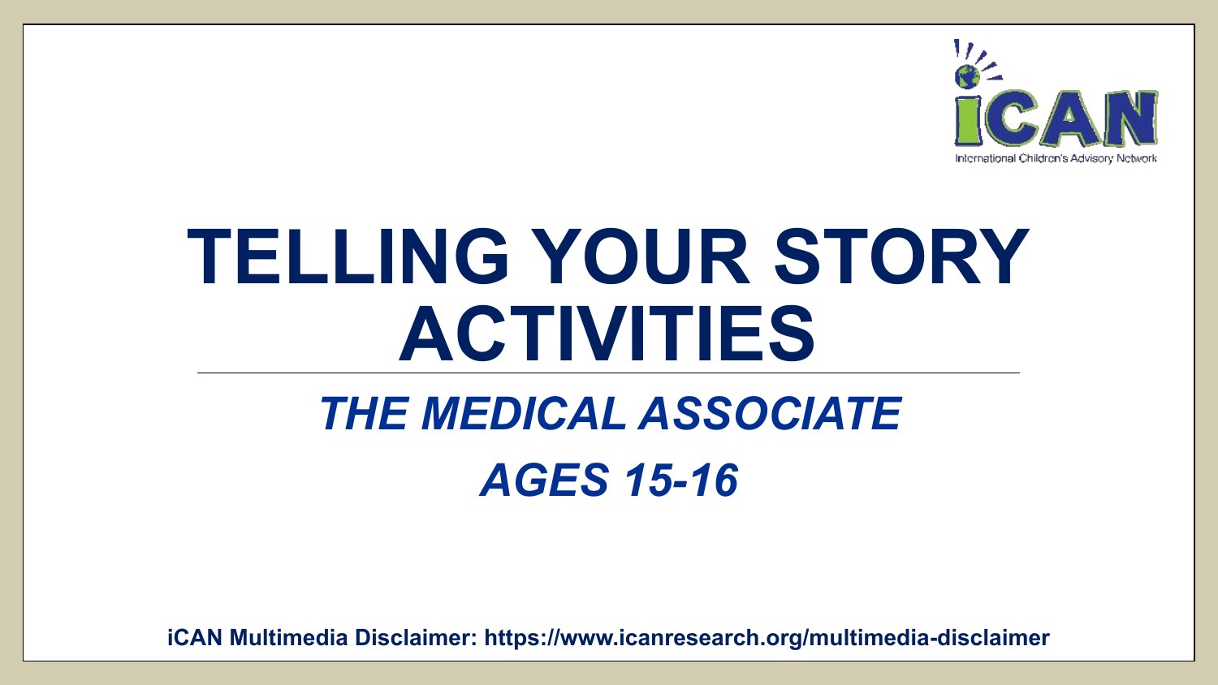iCAN
International Children's Advisory Network

# TELLING YOUR STORY ACTIVITIES

## *THE MEDICAL ASSOCIATE*

## *AGES 15-16*

**iCAN Multimedia Disclaimer: https://www.icanresearch.org/multimedia-disclaimer**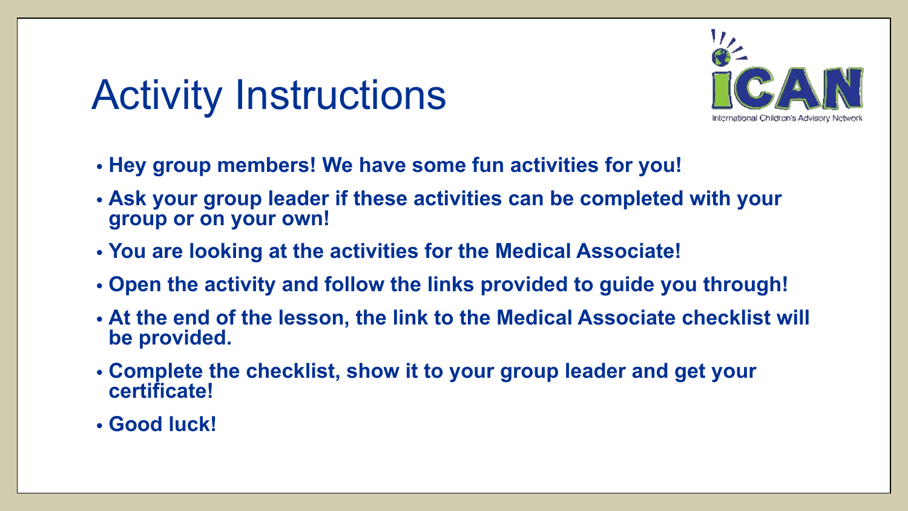# Activity Instructions

- **Hey group members! We have some fun activities for you!**
- **Ask your group leader if these activities can be completed with your group or on your own!**
- **You are looking at the activities for the Medical Associate!**
- **Open the activity and follow the links provided to guide you through!**
- **At the end of the lesson, the link to the Medical Associate checklist will be provided.**
- **Complete the checklist, show it to your group leader and get your certificate!**
- **Good luck!**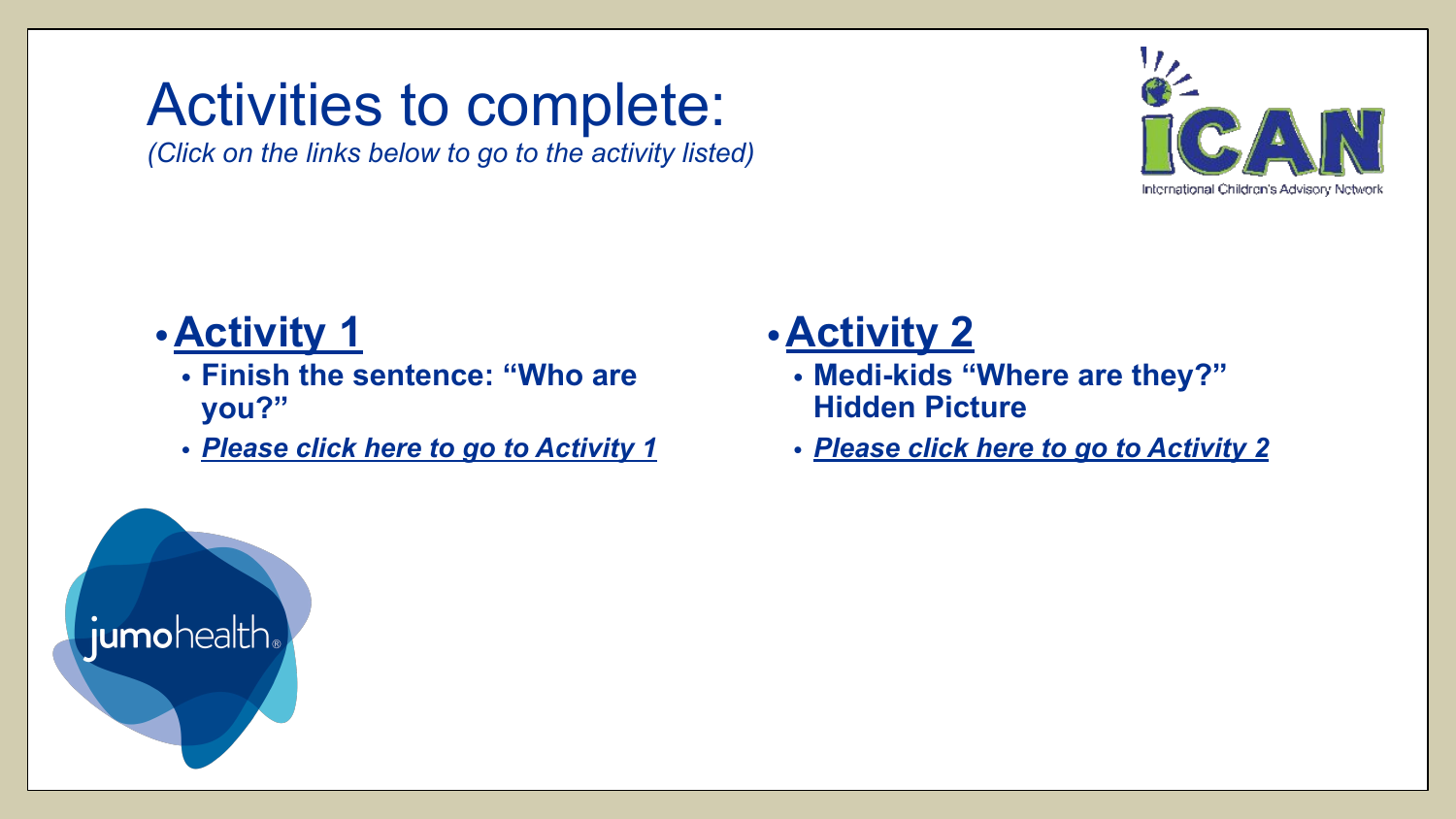# Activities to complete:

*(Click on the links below to go to the activity listed)*

- **Activity 1**
  - **Finish the sentence: "Who are you?"**
  - ***Please click here to go to Activity 1***

- **Activity 2**
  - **Medi-kids "Where are they?" Hidden Picture**
  - ***Please click here to go to Activity 2***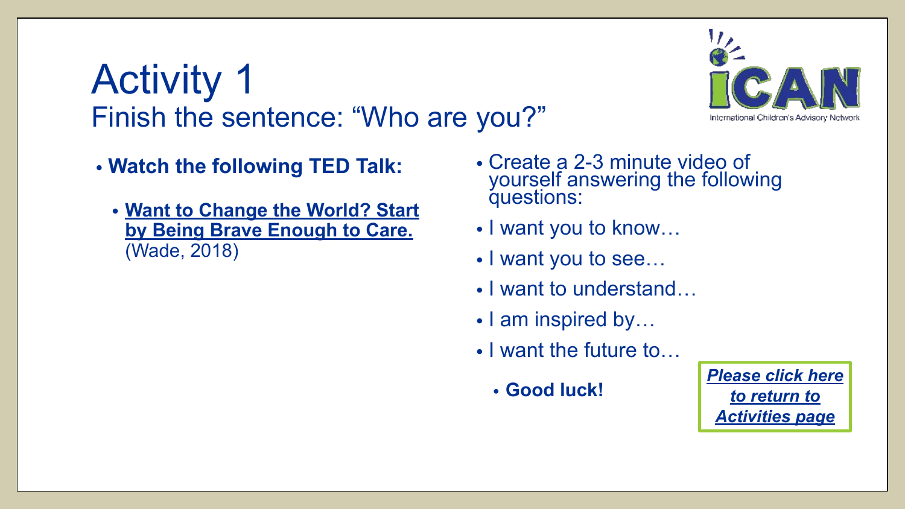# Activity 1

## Finish the sentence: "Who are you?"

- **Watch the following TED Talk:**
  - **Want to Change the World? Start by Being Brave Enough to Care.** (Wade, 2018)

- Create a 2-3 minute video of yourself answering the following questions:
- I want you to know…
- I want you to see…
- I want to understand…
- I am inspired by…
- I want the future to…
  - **Good luck!**

***Please click here to return to Activities page***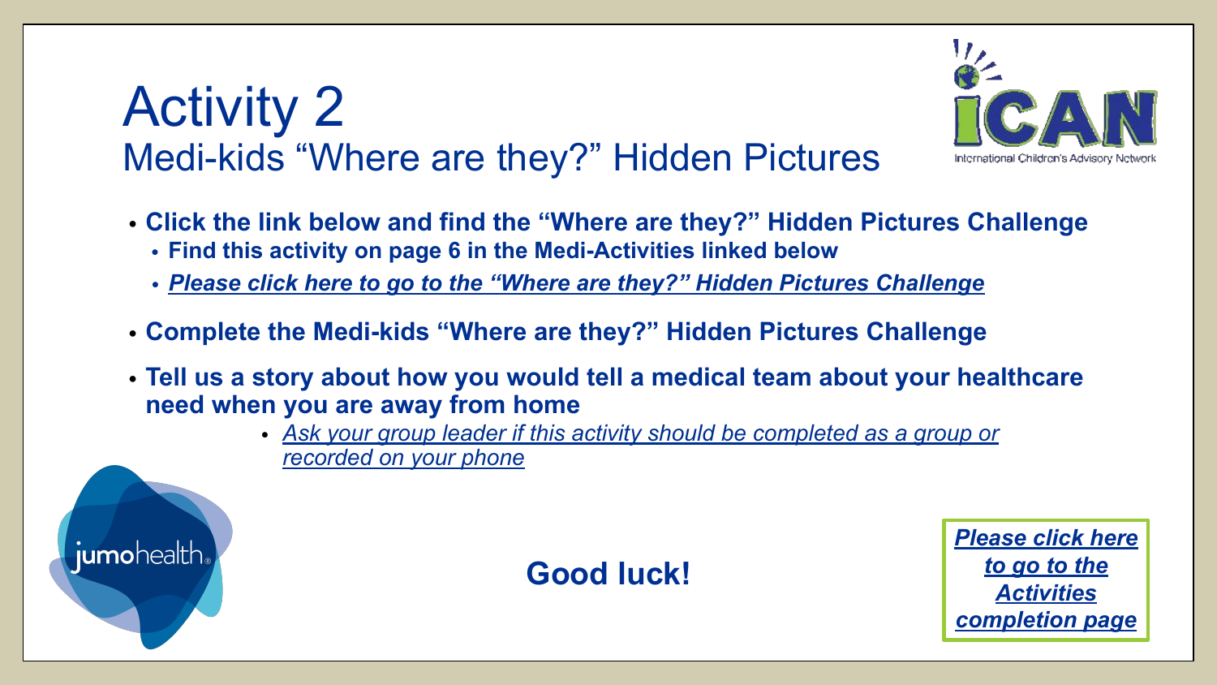# Activity 2

## Medi-kids "Where are they?" Hidden Pictures

- **Click the link below and find the "Where are they?" Hidden Pictures Challenge**
  - **Find this activity on page 6 in the Medi-Activities linked below**
  - ***Please click here to go to the "Where are they?" Hidden Pictures Challenge***
- **Complete the Medi-kids "Where are they?" Hidden Pictures Challenge**
- **Tell us a story about how you would tell a medical team about your healthcare need when you are away from home**
  - *Ask your group leader if this activity should be completed as a group or recorded on your phone*

**Good luck!**

***Please click here to go to the Activities completion page***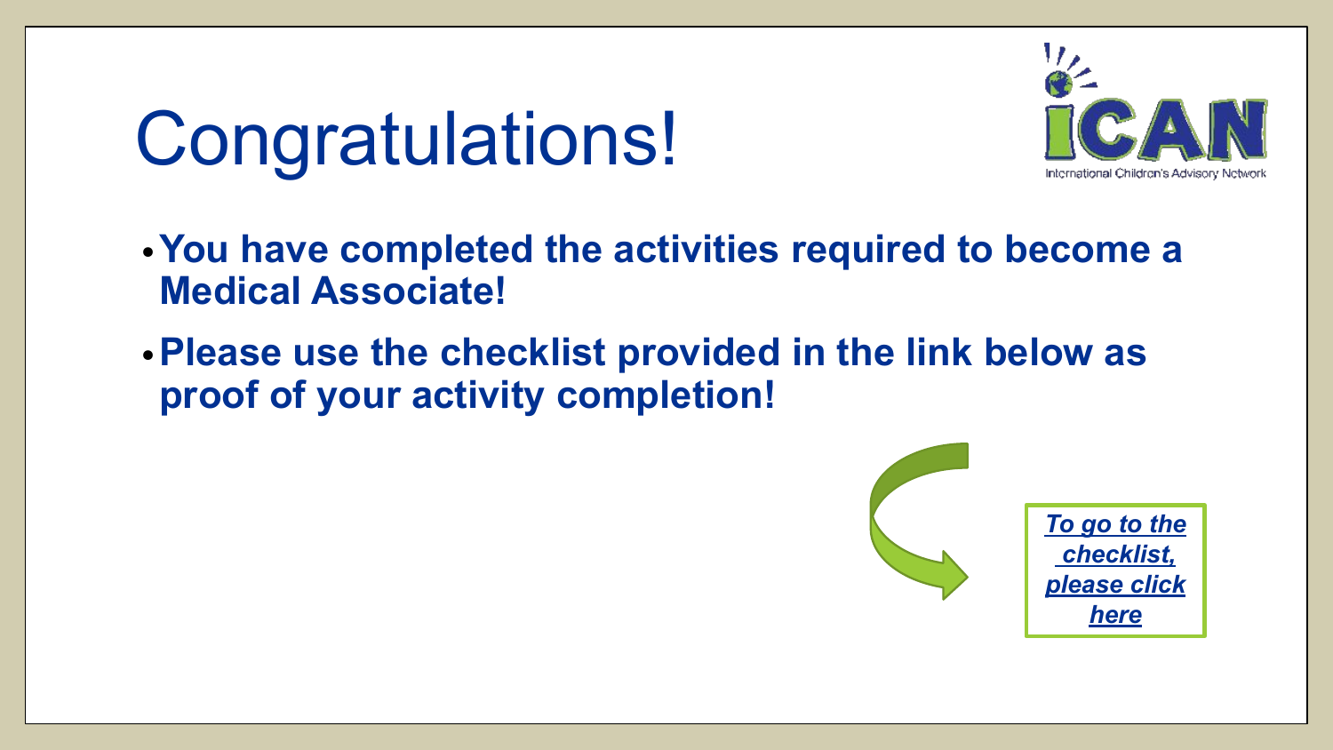# Congratulations!

- **You have completed the activities required to become a Medical Associate!**
- **Please use the checklist provided in the link below as proof of your activity completion!**

***To go to the checklist, please click here***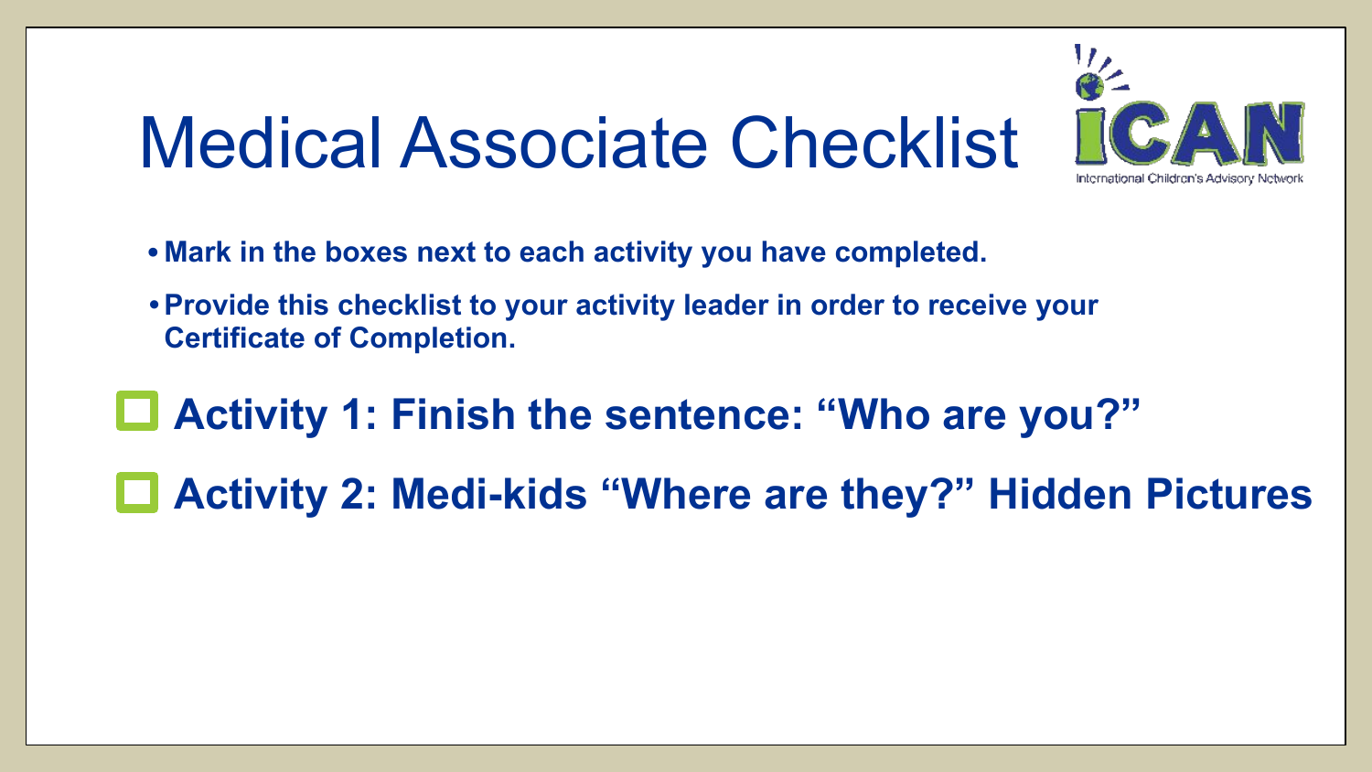# Medical Associate Checklist

iCAN
International Children's Advisory Network

- **Mark in the boxes next to each activity you have completed.**
- **Provide this checklist to your activity leader in order to receive your Certificate of Completion.**

☐ **Activity 1: Finish the sentence: "Who are you?"**

☐ **Activity 2: Medi-kids "Where are they?" Hidden Pictures**